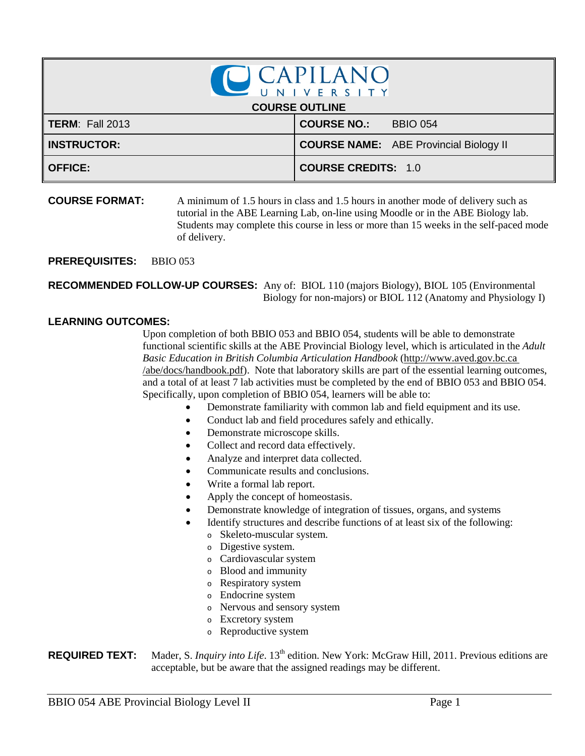# CAPILANO UNIVERSITY

## COURSE OUTLINE

| **TERM**: Fall 2013 | **COURSE NO.:** BBIO 054 |
|---|---|
| **INSTRUCTOR:** | **COURSE NAME:** ABE Provincial Biology II |
| **OFFICE:** | **COURSE CREDITS:** 1.0 |

**COURSE FORMAT:** A minimum of 1.5 hours in class and 1.5 hours in another mode of delivery such as tutorial in the ABE Learning Lab, on-line using Moodle or in the ABE Biology lab. Students may complete this course in less or more than 15 weeks in the self-paced mode of delivery.

**PREREQUISITES:** BBIO 053

**RECOMMENDED FOLLOW-UP COURSES:** Any of: BIOL 110 (majors Biology), BIOL 105 (Environmental Biology for non-majors) or BIOL 112 (Anatomy and Physiology I)

**LEARNING OUTCOMES:**

Upon completion of both BBIO 053 and BBIO 054, students will be able to demonstrate functional scientific skills at the ABE Provincial Biology level, which is articulated in the *Adult Basic Education in British Columbia Articulation Handbook* (http://www.aved.gov.bc.ca /abe/docs/handbook.pdf). Note that laboratory skills are part of the essential learning outcomes, and a total of at least 7 lab activities must be completed by the end of BBIO 053 and BBIO 054. Specifically, upon completion of BBIO 054, learners will be able to:

- Demonstrate familiarity with common lab and field equipment and its use.
- Conduct lab and field procedures safely and ethically.
- Demonstrate microscope skills.
- Collect and record data effectively.
- Analyze and interpret data collected.
- Communicate results and conclusions.
- Write a formal lab report.
- Apply the concept of homeostasis.
- Demonstrate knowledge of integration of tissues, organs, and systems
- Identify structures and describe functions of at least six of the following:
  - Skeleto-muscular system.
  - Digestive system.
  - Cardiovascular system
  - Blood and immunity
  - Respiratory system
  - Endocrine system
  - Nervous and sensory system
  - Excretory system
  - Reproductive system

**REQUIRED TEXT:** Mader, S. *Inquiry into Life*. 13th edition. New York: McGraw Hill, 2011. Previous editions are acceptable, but be aware that the assigned readings may be different.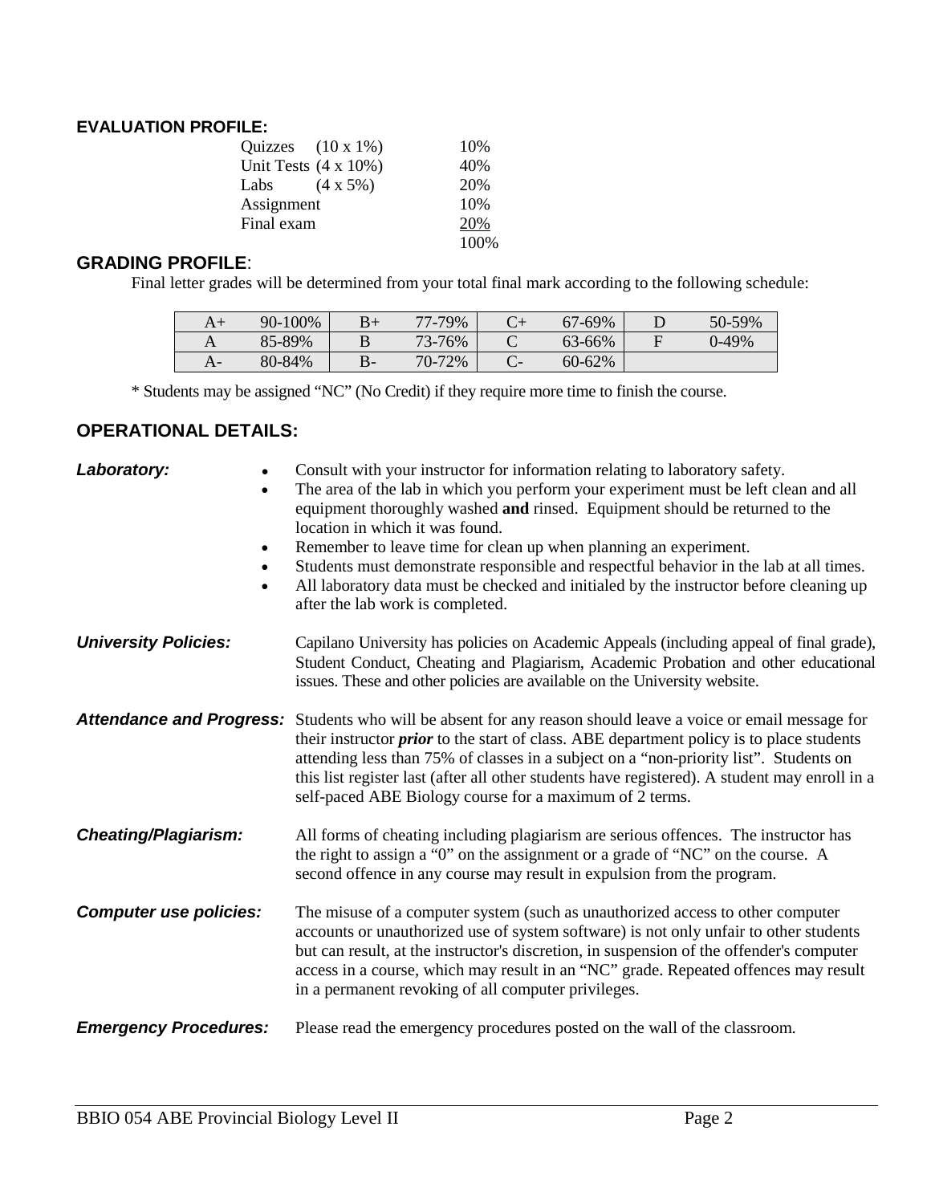## EVALUATION PROFILE:

| | | |
|---|---|---|
| Quizzes | (10 x 1%) | 10% |
| Unit Tests | (4 x 10%) | 40% |
| Labs | (4 x 5%) | 20% |
| Assignment | | 10% |
| Final exam | | 20% |
| | | 100% |

## GRADING PROFILE:

Final letter grades will be determined from your total final mark according to the following schedule:

| | | | | | | | |
|---|---|---|---|---|---|---|---|
| A+ | 90-100% | B+ | 77-79% | C+ | 67-69% | D | 50-59% |
| A | 85-89% | B | 73-76% | C | 63-66% | F | 0-49% |
| A- | 80-84% | B- | 70-72% | C- | 60-62% | | |

* Students may be assigned "NC" (No Credit) if they require more time to finish the course.

## OPERATIONAL DETAILS:

***Laboratory:***

- Consult with your instructor for information relating to laboratory safety.
- The area of the lab in which you perform your experiment must be left clean and all equipment thoroughly washed **and** rinsed. Equipment should be returned to the location in which it was found.
- Remember to leave time for clean up when planning an experiment.
- Students must demonstrate responsible and respectful behavior in the lab at all times.
- All laboratory data must be checked and initialed by the instructor before cleaning up after the lab work is completed.

***University Policies:*** Capilano University has policies on Academic Appeals (including appeal of final grade), Student Conduct, Cheating and Plagiarism, Academic Probation and other educational issues. These and other policies are available on the University website.

***Attendance and Progress:*** Students who will be absent for any reason should leave a voice or email message for their instructor ***prior*** to the start of class. ABE department policy is to place students attending less than 75% of classes in a subject on a "non-priority list". Students on this list register last (after all other students have registered). A student may enroll in a self-paced ABE Biology course for a maximum of 2 terms.

***Cheating/Plagiarism:*** All forms of cheating including plagiarism are serious offences. The instructor has the right to assign a "0" on the assignment or a grade of "NC" on the course. A second offence in any course may result in expulsion from the program.

***Computer use policies:*** The misuse of a computer system (such as unauthorized access to other computer accounts or unauthorized use of system software) is not only unfair to other students but can result, at the instructor's discretion, in suspension of the offender's computer access in a course, which may result in an "NC" grade. Repeated offences may result in a permanent revoking of all computer privileges.

***Emergency Procedures:*** Please read the emergency procedures posted on the wall of the classroom.